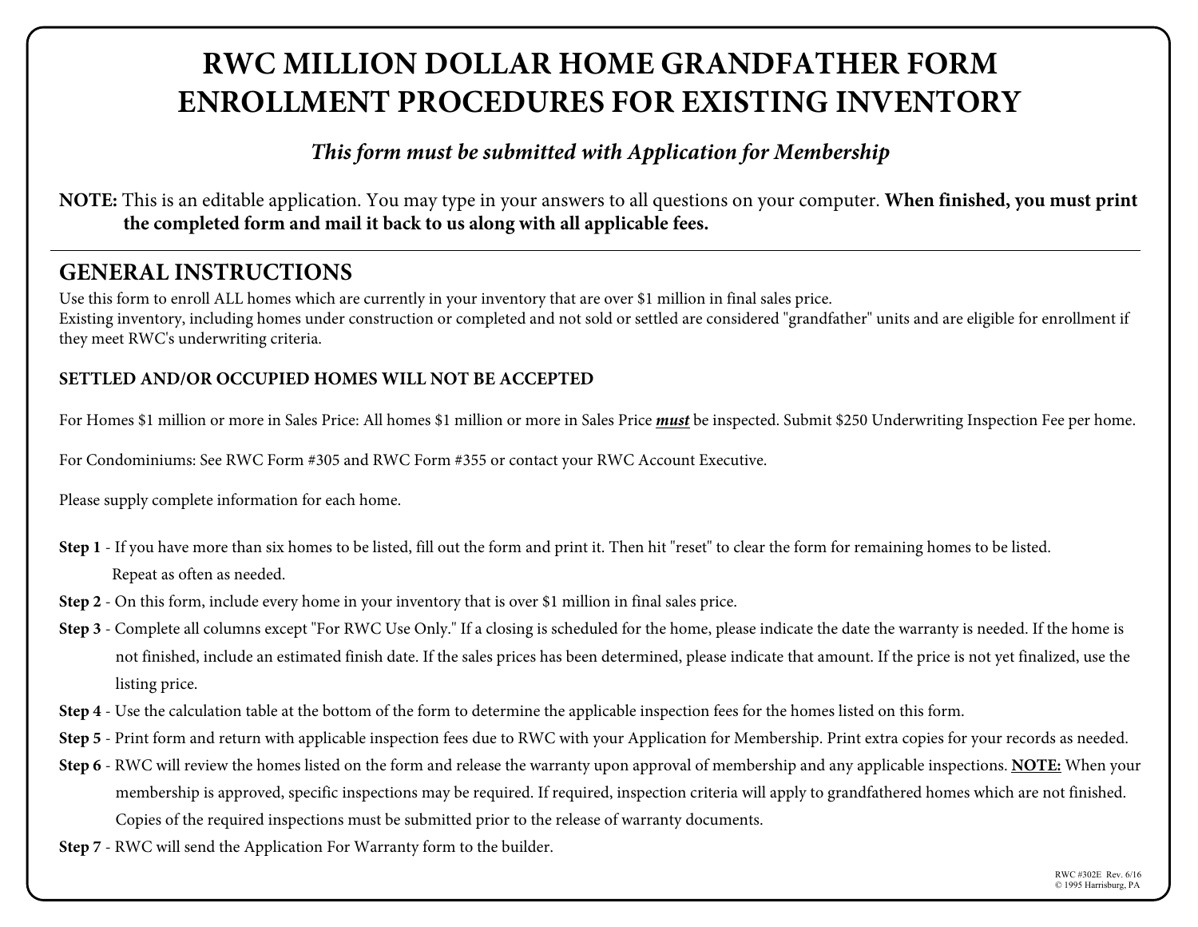# RWC MILLION DOLLAR HOME GRANDFATHER FORM ENROLLMENT PROCEDURES FOR EXISTING INVENTORY

***This form must be submitted with Application for Membership***

**NOTE:** This is an editable application. You may type in your answers to all questions on your computer. **When finished, you must print the completed form and mail it back to us along with all applicable fees.**

---

## GENERAL INSTRUCTIONS

Use this form to enroll ALL homes which are currently in your inventory that are over $1 million in final sales price.
Existing inventory, including homes under construction or completed and not sold or settled are considered "grandfather" units and are eligible for enrollment if they meet RWC's underwriting criteria.

**SETTLED AND/OR OCCUPIED HOMES WILL NOT BE ACCEPTED**

For Homes $1 million or more in Sales Price: All homes $1 million or more in Sales Price ***must*** be inspected. Submit $250 Underwriting Inspection Fee per home.

For Condominiums: See RWC Form #305 and RWC Form #355 or contact your RWC Account Executive.

Please supply complete information for each home.

**Step 1** - If you have more than six homes to be listed, fill out the form and print it. Then hit "reset" to clear the form for remaining homes to be listed. Repeat as often as needed.

**Step 2** - On this form, include every home in your inventory that is over $1 million in final sales price.

**Step 3** - Complete all columns except "For RWC Use Only." If a closing is scheduled for the home, please indicate the date the warranty is needed. If the home is not finished, include an estimated finish date. If the sales prices has been determined, please indicate that amount. If the price is not yet finalized, use the listing price.

**Step 4** - Use the calculation table at the bottom of the form to determine the applicable inspection fees for the homes listed on this form.

**Step 5** - Print form and return with applicable inspection fees due to RWC with your Application for Membership. Print extra copies for your records as needed.

**Step 6** - RWC will review the homes listed on the form and release the warranty upon approval of membership and any applicable inspections. **NOTE:** When your membership is approved, specific inspections may be required. If required, inspection criteria will apply to grandfathered homes which are not finished. Copies of the required inspections must be submitted prior to the release of warranty documents.

**Step 7** - RWC will send the Application For Warranty form to the builder.

RWC #302E Rev. 6/16
© 1995 Harrisburg, PA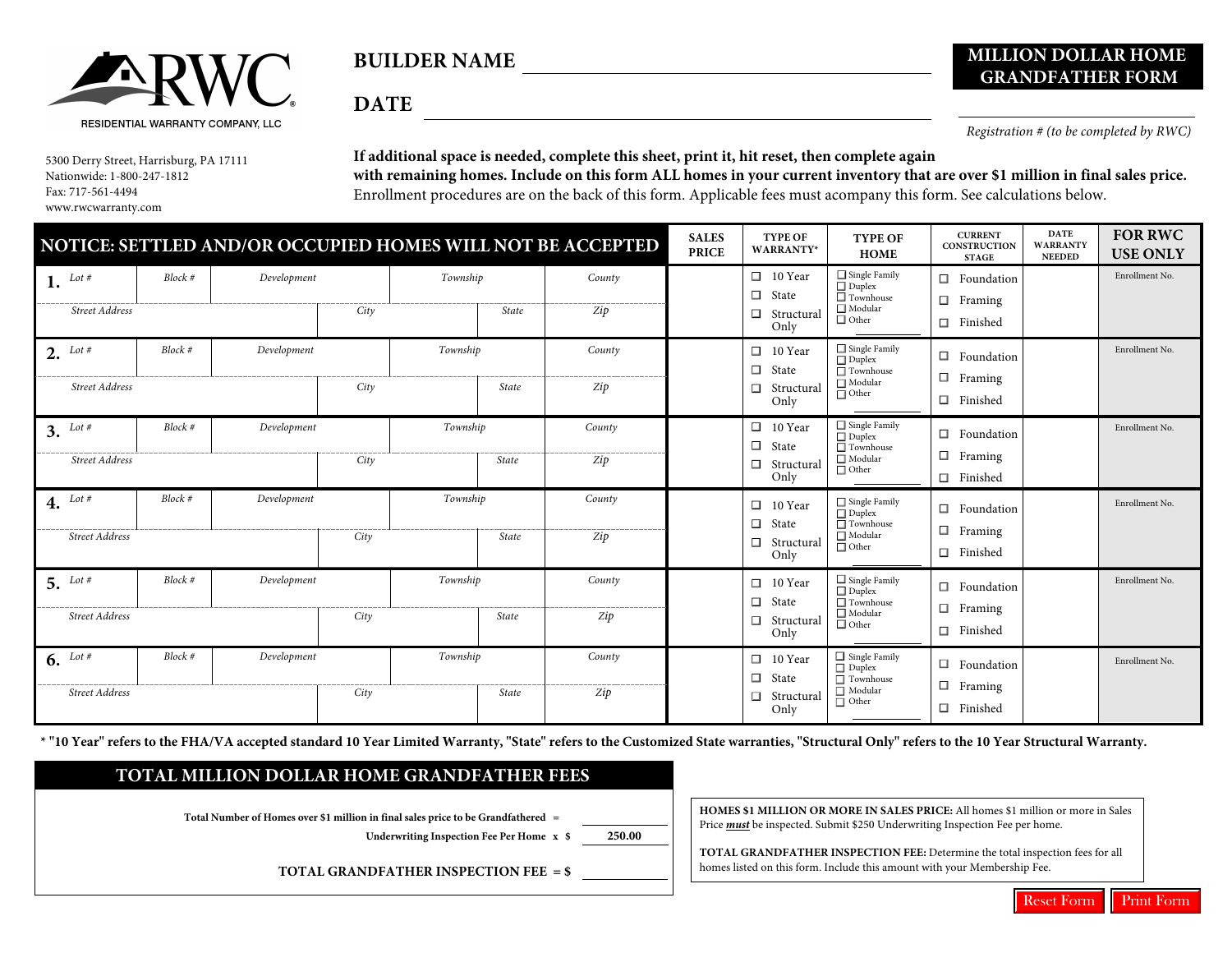RESIDENTIAL WARRANTY COMPANY, LLC

5300 Derry Street, Harrisburg, PA 17111
Nationwide: 1-800-247-1812
Fax: 717-561-4494
www.rwcwarranty.com

**BUILDER NAME** ______________________________

**DATE** ______________________________

**MILLION DOLLAR HOME GRANDFATHER FORM**

______________________________
*Registration # (to be completed by RWC)*

**If additional space is needed, complete this sheet, print it, hit reset, then complete again with remaining homes. Include on this form ALL homes in your current inventory that are over $1 million in final sales price.** Enrollment procedures are on the back of this form. Applicable fees must acompany this form. See calculations below.

| NOTICE: SETTLED AND/OR OCCUPIED HOMES WILL NOT BE ACCEPTED | SALES PRICE | TYPE OF WARRANTY* | TYPE OF HOME | CURRENT CONSTRUCTION STAGE | DATE WARRANTY NEEDED | FOR RWC USE ONLY |
|---|---|---|---|---|---|---|
| **1.** *Lot #* / *Block #* / *Development* / *Township* / *County* / *Street Address* / *City* / *State* / *Zip* | | ☐ 10 Year ☐ State ☐ Structural Only | ☐ Single Family ☐ Duplex ☐ Townhouse ☐ Modular ☐ Other ______ | ☐ Foundation ☐ Framing ☐ Finished | | Enrollment No. |
| **2.** *Lot #* / *Block #* / *Development* / *Township* / *County* / *Street Address* / *City* / *State* / *Zip* | | ☐ 10 Year ☐ State ☐ Structural Only | ☐ Single Family ☐ Duplex ☐ Townhouse ☐ Modular ☐ Other ______ | ☐ Foundation ☐ Framing ☐ Finished | | Enrollment No. |
| **3.** *Lot #* / *Block #* / *Development* / *Township* / *County* / *Street Address* / *City* / *State* / *Zip* | | ☐ 10 Year ☐ State ☐ Structural Only | ☐ Single Family ☐ Duplex ☐ Townhouse ☐ Modular ☐ Other ______ | ☐ Foundation ☐ Framing ☐ Finished | | Enrollment No. |
| **4.** *Lot #* / *Block #* / *Development* / *Township* / *County* / *Street Address* / *City* / *State* / *Zip* | | ☐ 10 Year ☐ State ☐ Structural Only | ☐ Single Family ☐ Duplex ☐ Townhouse ☐ Modular ☐ Other ______ | ☐ Foundation ☐ Framing ☐ Finished | | Enrollment No. |
| **5.** *Lot #* / *Block #* / *Development* / *Township* / *County* / *Street Address* / *City* / *State* / *Zip* | | ☐ 10 Year ☐ State ☐ Structural Only | ☐ Single Family ☐ Duplex ☐ Townhouse ☐ Modular ☐ Other ______ | ☐ Foundation ☐ Framing ☐ Finished | | Enrollment No. |
| **6.** *Lot #* / *Block #* / *Development* / *Township* / *County* / *Street Address* / *City* / *State* / *Zip* | | ☐ 10 Year ☐ State ☐ Structural Only | ☐ Single Family ☐ Duplex ☐ Townhouse ☐ Modular ☐ Other ______ | ☐ Foundation ☐ Framing ☐ Finished | | Enrollment No. |

**\* "10 Year" refers to the FHA/VA accepted standard 10 Year Limited Warranty, "State" refers to the Customized State warranties, "Structural Only" refers to the 10 Year Structural Warranty.**

## TOTAL MILLION DOLLAR HOME GRANDFATHER FEES

**Total Number of Homes over $1 million in final sales price to be Grandfathered =** ______

**Underwriting Inspection Fee Per Home x $** **250.00**

**TOTAL GRANDFATHER INSPECTION FEE = $** ______

**HOMES $1 MILLION OR MORE IN SALES PRICE:** All homes $1 million or more in Sales Price ***must*** be inspected. Submit $250 Underwriting Inspection Fee per home.

**TOTAL GRANDFATHER INSPECTION FEE:** Determine the total inspection fees for all homes listed on this form. Include this amount with your Membership Fee.

Reset Form | Print Form